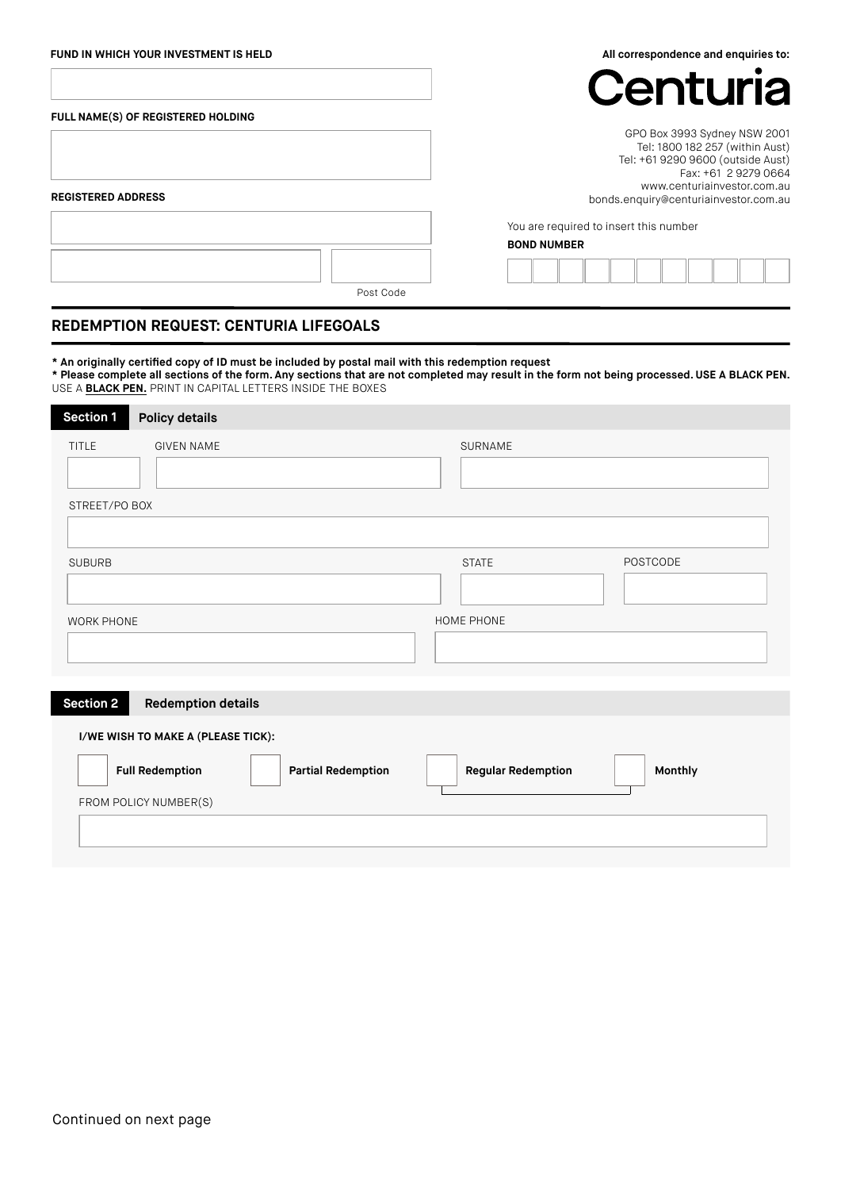**FUND IN WHICH YOUR INVESTMENT IS HELD**

**FULL NAME(S) OF REGISTERED HOLDING**

**REGISTERED ADDRESS**

Post Code

**All correspondence and enquiries to:**

Centuria

GPO Box 3993 Sydney NSW 2001
Tel: 1800 182 257 (within Aust)
Tel: +61 9290 9600 (outside Aust)
Fax: +61 2 9279 0664
www.centuriainvestor.com.au
bonds.enquiry@centuriainvestor.com.au

You are required to insert this number

**BOND NUMBER**

## REDEMPTION REQUEST: CENTURIA LIFEGOALS

**\* An originally certified copy of ID must be included by postal mail with this redemption request**
**\* Please complete all sections of the form. Any sections that are not completed may result in the form not being processed. USE A BLACK PEN.**
USE A **BLACK PEN.** PRINT IN CAPITAL LETTERS INSIDE THE BOXES

### Section 1 Policy details

TITLE

GIVEN NAME

SURNAME

STREET/PO BOX

SUBURB

STATE

POSTCODE

WORK PHONE

HOME PHONE

### Section 2 Redemption details

**I/WE WISH TO MAKE A (PLEASE TICK):**

- ☐ **Full Redemption**
- ☐ **Partial Redemption**
- ☐ **Regular Redemption**
- ☐ **Monthly**

FROM POLICY NUMBER(S)

Continued on next page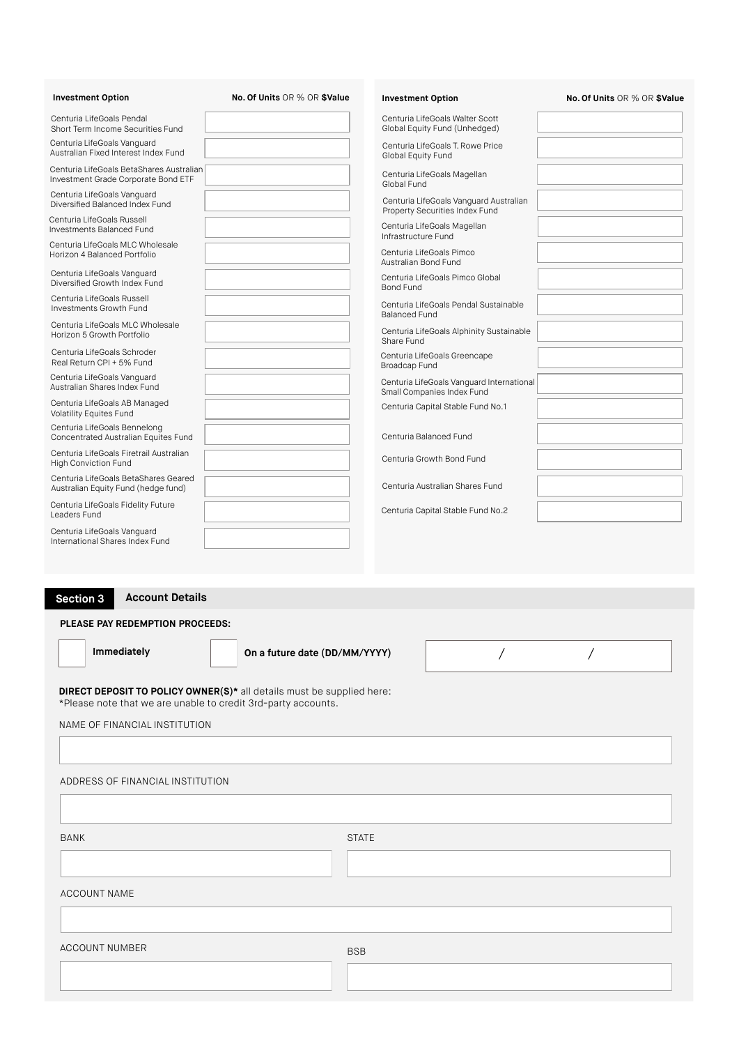| Investment Option | No. Of Units OR % OR $Value |
| --- | --- |
| Centuria LifeGoals Pendal Short Term Income Securities Fund | |
| Centuria LifeGoals Vanguard Australian Fixed Interest Index Fund | |
| Centuria LifeGoals BetaShares Australian Investment Grade Corporate Bond ETF | |
| Centuria LifeGoals Vanguard Diversified Balanced Index Fund | |
| Centuria LifeGoals Russell Investments Balanced Fund | |
| Centuria LifeGoals MLC Wholesale Horizon 4 Balanced Portfolio | |
| Centuria LifeGoals Vanguard Diversified Growth Index Fund | |
| Centuria LifeGoals Russell Investments Growth Fund | |
| Centuria LifeGoals MLC Wholesale Horizon 5 Growth Portfolio | |
| Centuria LifeGoals Schroder Real Return CPI + 5% Fund | |
| Centuria LifeGoals Vanguard Australian Shares Index Fund | |
| Centuria LifeGoals AB Managed Volatility Equites Fund | |
| Centuria LifeGoals Bennelong Concentrated Australian Equites Fund | |
| Centuria LifeGoals Firetrail Australian High Conviction Fund | |
| Centuria LifeGoals BetaShares Geared Australian Equity Fund (hedge fund) | |
| Centuria LifeGoals Fidelity Future Leaders Fund | |
| Centuria LifeGoals Vanguard International Shares Index Fund | |

| Investment Option | No. Of Units OR % OR $Value |
| --- | --- |
| Centuria LifeGoals Walter Scott Global Equity Fund (Unhedged) | |
| Centuria LifeGoals T. Rowe Price Global Equity Fund | |
| Centuria LifeGoals Magellan Global Fund | |
| Centuria LifeGoals Vanguard Australian Property Securities Index Fund | |
| Centuria LifeGoals Magellan Infrastructure Fund | |
| Centuria LifeGoals Pimco Australian Bond Fund | |
| Centuria LifeGoals Pimco Global Bond Fund | |
| Centuria LifeGoals Pendal Sustainable Balanced Fund | |
| Centuria LifeGoals Alphinity Sustainable Share Fund | |
| Centuria LifeGoals Greencape Broadcap Fund | |
| Centuria LifeGoals Vanguard International Small Companies Index Fund | |
| Centuria Capital Stable Fund No.1 | |
| Centuria Balanced Fund | |
| Centuria Growth Bond Fund | |
| Centuria Australian Shares Fund | |
| Centuria Capital Stable Fund No.2 | |

## Section 3 Account Details

**PLEASE PAY REDEMPTION PROCEEDS:**

☐ **Immediately** ☐ **On a future date (DD/MM/YYYY)** ____ / ____ / ____

**DIRECT DEPOSIT TO POLICY OWNER(S)*** all details must be supplied here:
*Please note that we are unable to credit 3rd-party accounts.

NAME OF FINANCIAL INSTITUTION

ADDRESS OF FINANCIAL INSTITUTION

BANK

STATE

ACCOUNT NAME

ACCOUNT NUMBER

BSB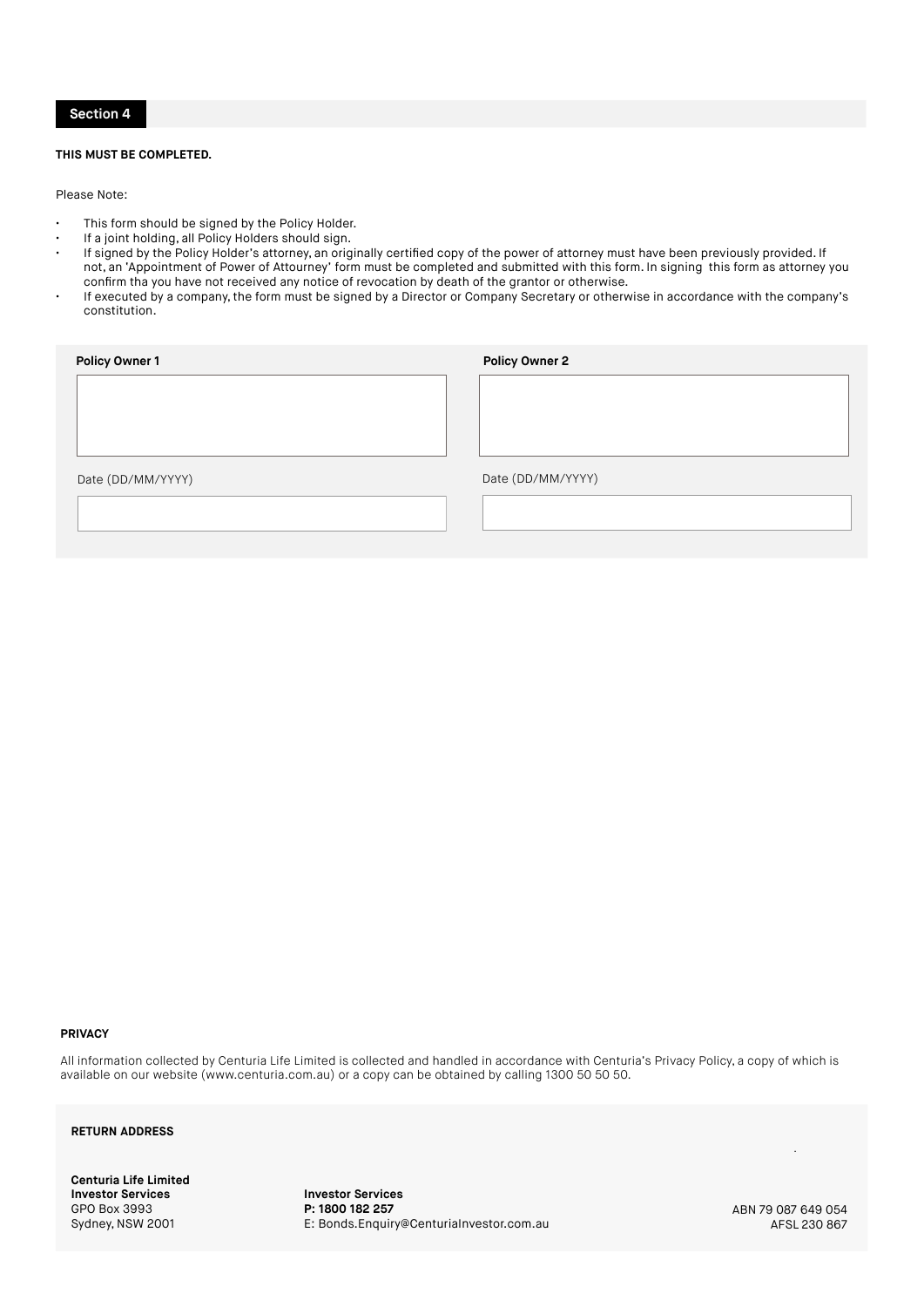## Section 4

**THIS MUST BE COMPLETED.**

Please Note:

- This form should be signed by the Policy Holder.
- If a joint holding, all Policy Holders should sign.
- If signed by the Policy Holder's attorney, an originally certified copy of the power of attorney must have been previously provided. If not, an 'Appointment of Power of Attourney' form must be completed and submitted with this form. In signing this form as attorney you confirm tha you have not received any notice of revocation by death of the grantor or otherwise.
- If executed by a company, the form must be signed by a Director or Company Secretary or otherwise in accordance with the company's constitution.

| Policy Owner 1 | Policy Owner 2 |
| --- | --- |
| | |
| Date (DD/MM/YYYY) | Date (DD/MM/YYYY) |
| | |

**PRIVACY**

All information collected by Centuria Life Limited is collected and handled in accordance with Centuria's Privacy Policy, a copy of which is available on our website (www.centuria.com.au) or a copy can be obtained by calling 1300 50 50 50.

**RETURN ADDRESS**

**Centuria Life Limited**
**Investor Services**
GPO Box 3993
Sydney, NSW 2001

**Investor Services**
**P: 1800 182 257**
E: Bonds.Enquiry@CenturiaInvestor.com.au

ABN 79 087 649 054
AFSL 230 867